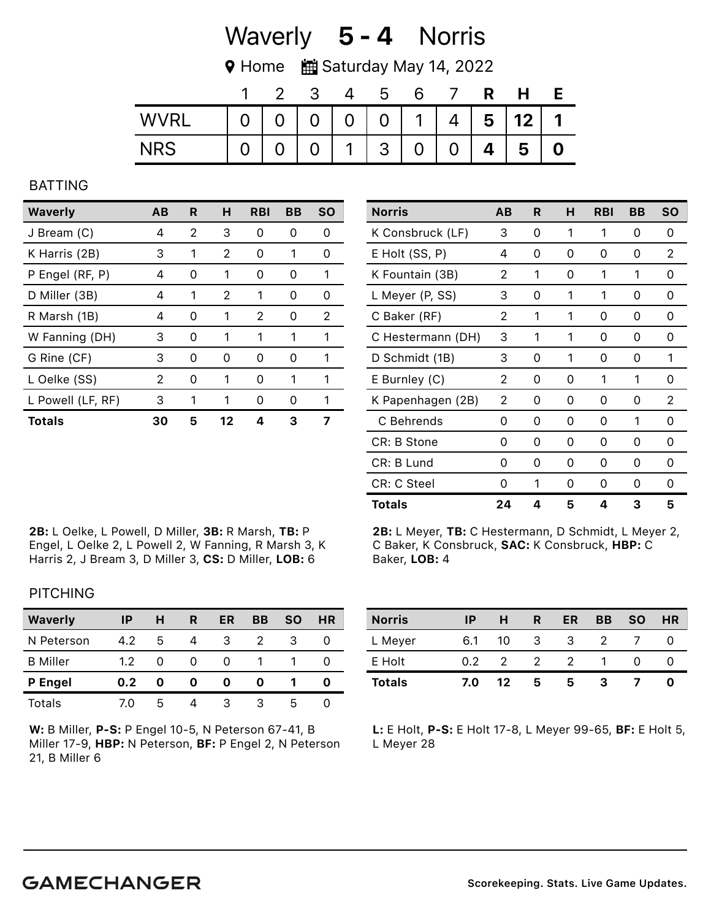# Waverly 5 - 4 Norris

Home   Saturday May 14, 2022

| | 1 | 2 | 3 | 4 | 5 | 6 | 7 | R | H | E |
|---|---|---|---|---|---|---|---|---|---|---|
| WVRL | 0 | 0 | 0 | 0 | 0 | 1 | 4 | 5 | 12 | 1 |
| NRS | 0 | 0 | 0 | 1 | 3 | 0 | 0 | 4 | 5 | 0 |

## BATTING

| Waverly | AB | R | H | RBI | BB | SO |
|---|---|---|---|---|---|---|
| J Bream (C) | 4 | 2 | 3 | 0 | 0 | 0 |
| K Harris (2B) | 3 | 1 | 2 | 0 | 1 | 0 |
| P Engel (RF, P) | 4 | 0 | 1 | 0 | 0 | 1 |
| D Miller (3B) | 4 | 1 | 2 | 1 | 0 | 0 |
| R Marsh (1B) | 4 | 0 | 1 | 2 | 0 | 2 |
| W Fanning (DH) | 3 | 0 | 1 | 1 | 1 | 1 |
| G Rine (CF) | 3 | 0 | 0 | 0 | 0 | 1 |
| L Oelke (SS) | 2 | 0 | 1 | 0 | 1 | 1 |
| L Powell (LF, RF) | 3 | 1 | 1 | 0 | 0 | 1 |
| **Totals** | **30** | **5** | **12** | **4** | **3** | **7** |

**2B:** L Oelke, L Powell, D Miller, **3B:** R Marsh, **TB:** P Engel, L Oelke 2, L Powell 2, W Fanning, R Marsh 3, K Harris 2, J Bream 3, D Miller 3, **CS:** D Miller, **LOB:** 6

| Norris | AB | R | H | RBI | BB | SO |
|---|---|---|---|---|---|---|
| K Consbruck (LF) | 3 | 0 | 1 | 1 | 0 | 0 |
| E Holt (SS, P) | 4 | 0 | 0 | 0 | 0 | 2 |
| K Fountain (3B) | 2 | 1 | 0 | 1 | 1 | 0 |
| L Meyer (P, SS) | 3 | 0 | 1 | 1 | 0 | 0 |
| C Baker (RF) | 2 | 1 | 1 | 0 | 0 | 0 |
| C Hestermann (DH) | 3 | 1 | 1 | 0 | 0 | 0 |
| D Schmidt (1B) | 3 | 0 | 1 | 0 | 0 | 1 |
| E Burnley (C) | 2 | 0 | 0 | 1 | 1 | 0 |
| K Papenhagen (2B) | 2 | 0 | 0 | 0 | 0 | 2 |
| C Behrends | 0 | 0 | 0 | 0 | 1 | 0 |
| CR: B Stone | 0 | 0 | 0 | 0 | 0 | 0 |
| CR: B Lund | 0 | 0 | 0 | 0 | 0 | 0 |
| CR: C Steel | 0 | 1 | 0 | 0 | 0 | 0 |
| **Totals** | **24** | **4** | **5** | **4** | **3** | **5** |

**2B:** L Meyer, **TB:** C Hestermann, D Schmidt, L Meyer 2, C Baker, K Consbruck, **SAC:** K Consbruck, **HBP:** C Baker, **LOB:** 4

## PITCHING

| Waverly | IP | H | R | ER | BB | SO | HR |
|---|---|---|---|---|---|---|---|
| N Peterson | 4.2 | 5 | 4 | 3 | 2 | 3 | 0 |
| B Miller | 1.2 | 0 | 0 | 0 | 1 | 1 | 0 |
| **P Engel** | **0.2** | **0** | **0** | **0** | **0** | **1** | **0** |
| Totals | 7.0 | 5 | 4 | 3 | 3 | 5 | 0 |

**W:** B Miller, **P-S:** P Engel 10-5, N Peterson 67-41, B Miller 17-9, **HBP:** N Peterson, **BF:** P Engel 2, N Peterson 21, B Miller 6

| Norris | IP | H | R | ER | BB | SO | HR |
|---|---|---|---|---|---|---|---|
| L Meyer | 6.1 | 10 | 3 | 3 | 2 | 7 | 0 |
| E Holt | 0.2 | 2 | 2 | 2 | 1 | 0 | 0 |
| **Totals** | **7.0** | **12** | **5** | **5** | **3** | **7** | **0** |

**L:** E Holt, **P-S:** E Holt 17-8, L Meyer 99-65, **BF:** E Holt 5, L Meyer 28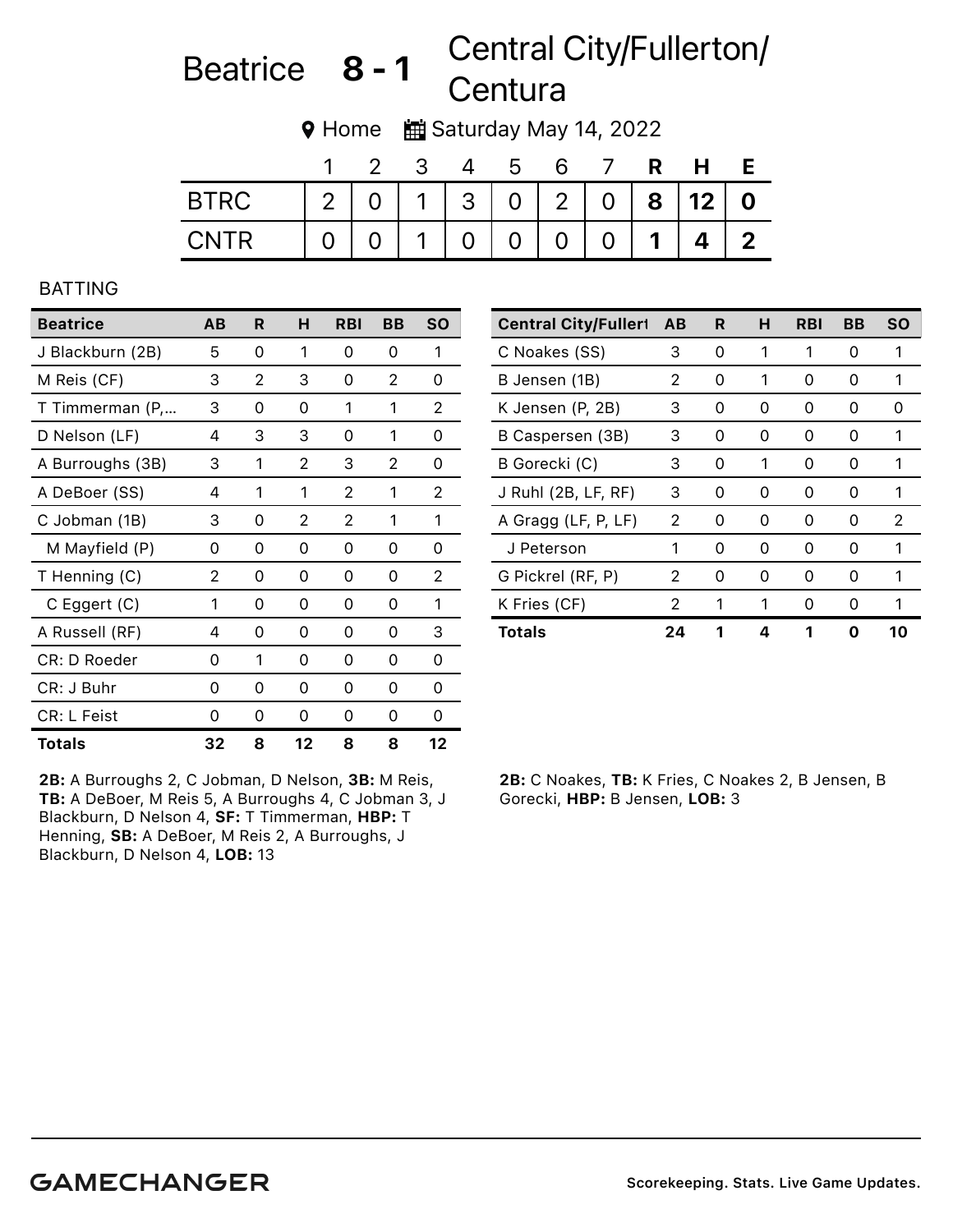# Beatrice 8 - 1 Central City/Fullerton/Centura

Home | Saturday May 14, 2022

| | 1 | 2 | 3 | 4 | 5 | 6 | 7 | R | H | E |
|---|---|---|---|---|---|---|---|---|---|---|
| BTRC | 2 | 0 | 1 | 3 | 0 | 2 | 0 | **8** | **12** | **0** |
| CNTR | 0 | 0 | 1 | 0 | 0 | 0 | 0 | **1** | **4** | **2** |

BATTING

| Beatrice | AB | R | H | RBI | BB | SO |
|---|---|---|---|---|---|---|
| J Blackburn (2B) | 5 | 0 | 1 | 0 | 0 | 1 |
| M Reis (CF) | 3 | 2 | 3 | 0 | 2 | 0 |
| T Timmerman (P,... | 3 | 0 | 0 | 1 | 1 | 2 |
| D Nelson (LF) | 4 | 3 | 3 | 0 | 1 | 0 |
| A Burroughs (3B) | 3 | 1 | 2 | 3 | 2 | 0 |
| A DeBoer (SS) | 4 | 1 | 1 | 2 | 1 | 2 |
| C Jobman (1B) | 3 | 0 | 2 | 2 | 1 | 1 |
| M Mayfield (P) | 0 | 0 | 0 | 0 | 0 | 0 |
| T Henning (C) | 2 | 0 | 0 | 0 | 0 | 2 |
| C Eggert (C) | 1 | 0 | 0 | 0 | 0 | 1 |
| A Russell (RF) | 4 | 0 | 0 | 0 | 0 | 3 |
| CR: D Roeder | 0 | 1 | 0 | 0 | 0 | 0 |
| CR: J Buhr | 0 | 0 | 0 | 0 | 0 | 0 |
| CR: L Feist | 0 | 0 | 0 | 0 | 0 | 0 |
| **Totals** | **32** | **8** | **12** | **8** | **8** | **12** |

**2B:** A Burroughs 2, C Jobman, D Nelson, **3B:** M Reis, **TB:** A DeBoer, M Reis 5, A Burroughs 4, C Jobman 3, J Blackburn, D Nelson 4, **SF:** T Timmerman, **HBP:** T Henning, **SB:** A DeBoer, M Reis 2, A Burroughs, J Blackburn, D Nelson 4, **LOB:** 13

| Central City/Fuller1 | AB | R | H | RBI | BB | SO |
|---|---|---|---|---|---|---|
| C Noakes (SS) | 3 | 0 | 1 | 1 | 0 | 1 |
| B Jensen (1B) | 2 | 0 | 1 | 0 | 0 | 1 |
| K Jensen (P, 2B) | 3 | 0 | 0 | 0 | 0 | 0 |
| B Caspersen (3B) | 3 | 0 | 0 | 0 | 0 | 1 |
| B Gorecki (C) | 3 | 0 | 1 | 0 | 0 | 1 |
| J Ruhl (2B, LF, RF) | 3 | 0 | 0 | 0 | 0 | 1 |
| A Gragg (LF, P, LF) | 2 | 0 | 0 | 0 | 0 | 2 |
| J Peterson | 1 | 0 | 0 | 0 | 0 | 1 |
| G Pickrel (RF, P) | 2 | 0 | 0 | 0 | 0 | 1 |
| K Fries (CF) | 2 | 1 | 1 | 0 | 0 | 1 |
| **Totals** | **24** | **1** | **4** | **1** | **0** | **10** |

**2B:** C Noakes, **TB:** K Fries, C Noakes 2, B Jensen, B Gorecki, **HBP:** B Jensen, **LOB:** 3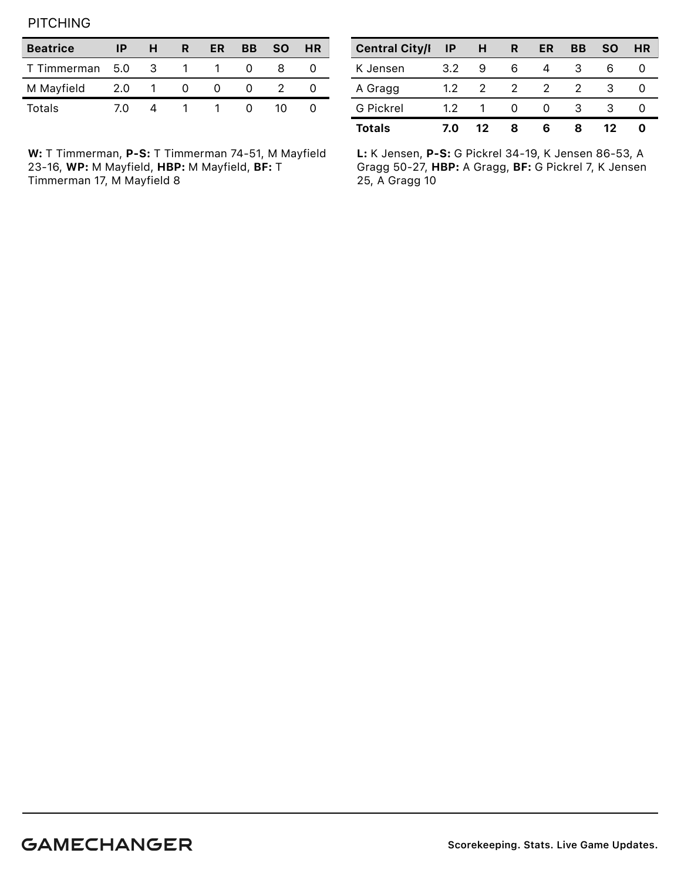PITCHING

| Beatrice | IP | H | R | ER | BB | SO | HR |
| --- | --- | --- | --- | --- | --- | --- | --- |
| T Timmerman | 5.0 | 3 | 1 | 1 | 0 | 8 | 0 |
| M Mayfield | 2.0 | 1 | 0 | 0 | 0 | 2 | 0 |
| Totals | 7.0 | 4 | 1 | 1 | 0 | 10 | 0 |

**W:** T Timmerman, **P-S:** T Timmerman 74-51, M Mayfield 23-16, **WP:** M Mayfield, **HBP:** M Mayfield, **BF:** T Timmerman 17, M Mayfield 8

| Central City/I | IP | H | R | ER | BB | SO | HR |
| --- | --- | --- | --- | --- | --- | --- | --- |
| K Jensen | 3.2 | 9 | 6 | 4 | 3 | 6 | 0 |
| A Gragg | 1.2 | 2 | 2 | 2 | 2 | 3 | 0 |
| G Pickrel | 1.2 | 1 | 0 | 0 | 3 | 3 | 0 |
| **Totals** | **7.0** | **12** | **8** | **6** | **8** | **12** | **0** |

**L:** K Jensen, **P-S:** G Pickrel 34-19, K Jensen 86-53, A Gragg 50-27, **HBP:** A Gragg, **BF:** G Pickrel 7, K Jensen 25, A Gragg 10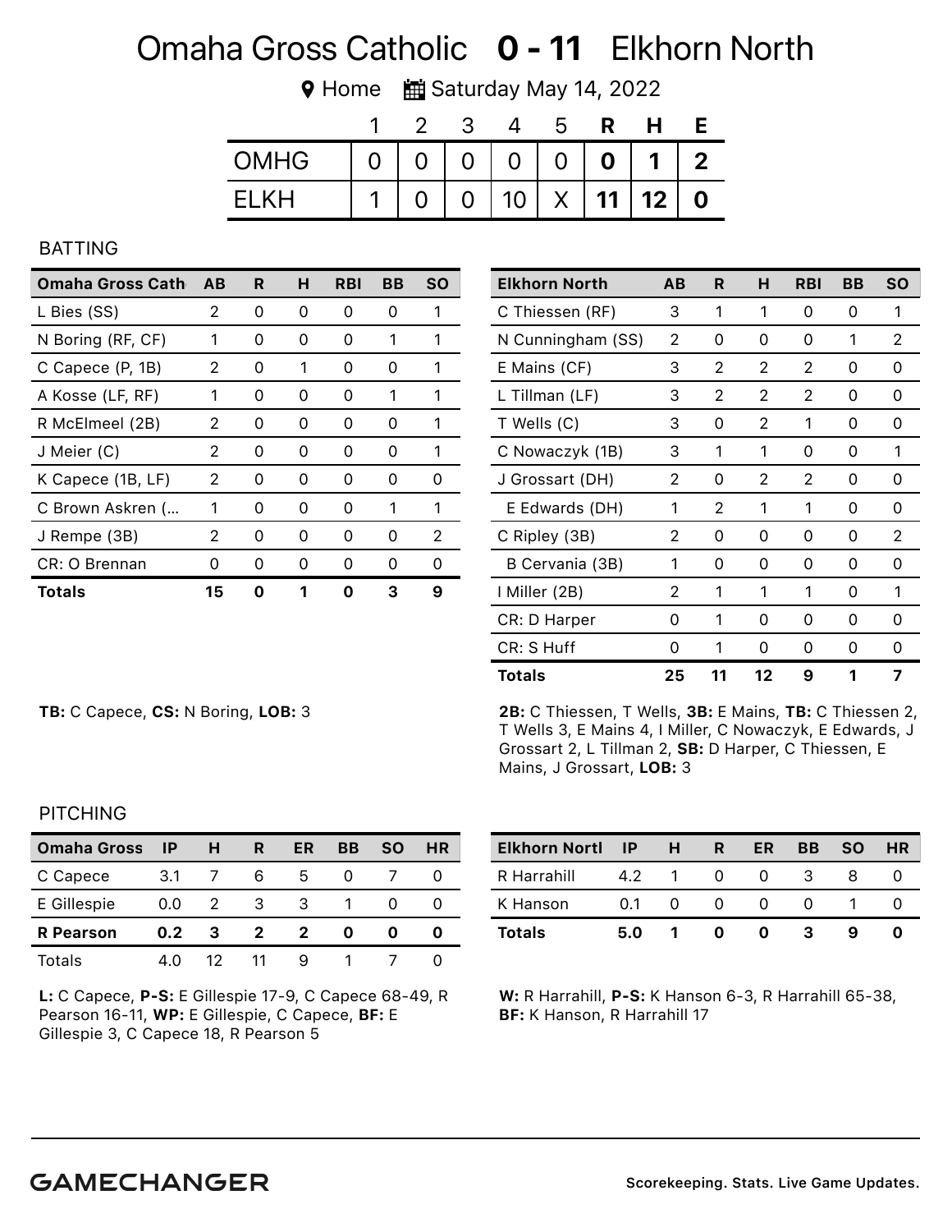# Omaha Gross Catholic **0 - 11** Elkhorn North

Home | Saturday May 14, 2022

| | 1 | 2 | 3 | 4 | 5 | R | H | E |
|---|---|---|---|---|---|---|---|---|
| OMHG | 0 | 0 | 0 | 0 | 0 | **0** | **1** | **2** |
| ELKH | 1 | 0 | 0 | 10 | X | **11** | **12** | **0** |

## BATTING

| Omaha Gross Cath | AB | R | H | RBI | BB | SO |
|---|---|---|---|---|---|---|
| L Bies (SS) | 2 | 0 | 0 | 0 | 0 | 1 |
| N Boring (RF, CF) | 1 | 0 | 0 | 0 | 1 | 1 |
| C Capece (P, 1B) | 2 | 0 | 1 | 0 | 0 | 1 |
| A Kosse (LF, RF) | 1 | 0 | 0 | 0 | 1 | 1 |
| R McElmeel (2B) | 2 | 0 | 0 | 0 | 0 | 1 |
| J Meier (C) | 2 | 0 | 0 | 0 | 0 | 1 |
| K Capece (1B, LF) | 2 | 0 | 0 | 0 | 0 | 0 |
| C Brown Askren (... | 1 | 0 | 0 | 0 | 1 | 1 |
| J Rempe (3B) | 2 | 0 | 0 | 0 | 0 | 2 |
| CR: O Brennan | 0 | 0 | 0 | 0 | 0 | 0 |
| **Totals** | **15** | **0** | **1** | **0** | **3** | **9** |

**TB:** C Capece, **CS:** N Boring, **LOB:** 3

| Elkhorn North | AB | R | H | RBI | BB | SO |
|---|---|---|---|---|---|---|
| C Thiessen (RF) | 3 | 1 | 1 | 0 | 0 | 1 |
| N Cunningham (SS) | 2 | 0 | 0 | 0 | 1 | 2 |
| E Mains (CF) | 3 | 2 | 2 | 2 | 0 | 0 |
| L Tillman (LF) | 3 | 2 | 2 | 2 | 0 | 0 |
| T Wells (C) | 3 | 0 | 2 | 1 | 0 | 0 |
| C Nowaczyk (1B) | 3 | 1 | 1 | 0 | 0 | 1 |
| J Grossart (DH) | 2 | 0 | 2 | 2 | 0 | 0 |
| E Edwards (DH) | 1 | 2 | 1 | 1 | 0 | 0 |
| C Ripley (3B) | 2 | 0 | 0 | 0 | 0 | 2 |
| B Cervania (3B) | 1 | 0 | 0 | 0 | 0 | 0 |
| I Miller (2B) | 2 | 1 | 1 | 1 | 0 | 1 |
| CR: D Harper | 0 | 1 | 0 | 0 | 0 | 0 |
| CR: S Huff | 0 | 1 | 0 | 0 | 0 | 0 |
| **Totals** | **25** | **11** | **12** | **9** | **1** | **7** |

**2B:** C Thiessen, T Wells, **3B:** E Mains, **TB:** C Thiessen 2, T Wells 3, E Mains 4, I Miller, C Nowaczyk, E Edwards, J Grossart 2, L Tillman 2, **SB:** D Harper, C Thiessen, E Mains, J Grossart, **LOB:** 3

## PITCHING

| Omaha Gross | IP | H | R | ER | BB | SO | HR |
|---|---|---|---|---|---|---|---|
| C Capece | 3.1 | 7 | 6 | 5 | 0 | 7 | 0 |
| E Gillespie | 0.0 | 2 | 3 | 3 | 1 | 0 | 0 |
| **R Pearson** | **0.2** | **3** | **2** | **2** | **0** | **0** | **0** |
| Totals | 4.0 | 12 | 11 | 9 | 1 | 7 | 0 |

**L:** C Capece, **P-S:** E Gillespie 17-9, C Capece 68-49, R Pearson 16-11, **WP:** E Gillespie, C Capece, **BF:** E Gillespie 3, C Capece 18, R Pearson 5

| Elkhorn North | IP | H | R | ER | BB | SO | HR |
|---|---|---|---|---|---|---|---|
| R Harrahill | 4.2 | 1 | 0 | 0 | 3 | 8 | 0 |
| K Hanson | 0.1 | 0 | 0 | 0 | 0 | 1 | 0 |
| **Totals** | **5.0** | **1** | **0** | **0** | **3** | **9** | **0** |

**W:** R Harrahill, **P-S:** K Hanson 6-3, R Harrahill 65-38, **BF:** K Hanson, R Harrahill 17

GAMECHANGER

Scorekeeping. Stats. Live Game Updates.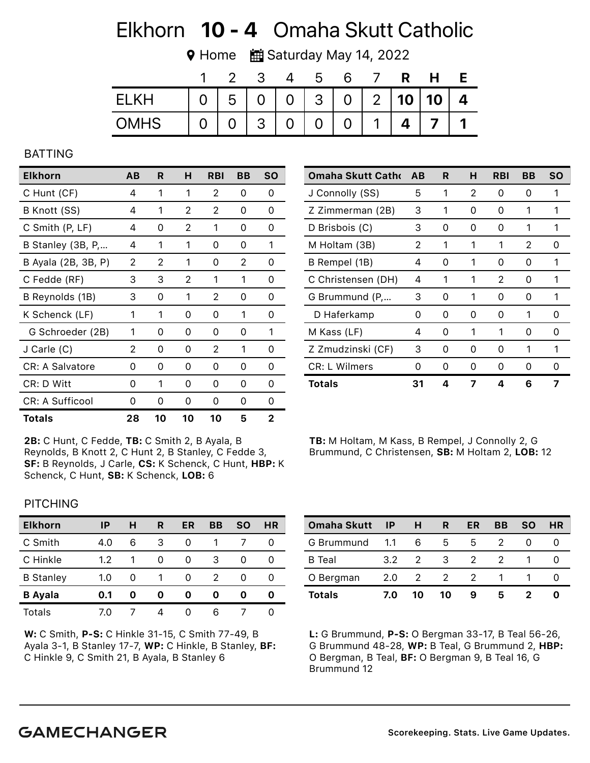# Elkhorn 10 - 4 Omaha Skutt Catholic

Home Saturday May 14, 2022

| | 1 | 2 | 3 | 4 | 5 | 6 | 7 | R | H | E |
|---|---|---|---|---|---|---|---|---|---|---|
| ELKH | 0 | 5 | 0 | 0 | 3 | 0 | 2 | 10 | 10 | 4 |
| OMHS | 0 | 0 | 3 | 0 | 0 | 0 | 1 | 4 | 7 | 1 |

## BATTING

| Elkhorn | AB | R | H | RBI | BB | SO |
|---|---|---|---|---|---|---|
| C Hunt (CF) | 4 | 1 | 1 | 2 | 0 | 0 |
| B Knott (SS) | 4 | 1 | 2 | 2 | 0 | 0 |
| C Smith (P, LF) | 4 | 0 | 2 | 1 | 0 | 0 |
| B Stanley (3B, P,... | 4 | 1 | 1 | 0 | 0 | 1 |
| B Ayala (2B, 3B, P) | 2 | 2 | 1 | 0 | 2 | 0 |
| C Fedde (RF) | 3 | 3 | 2 | 1 | 1 | 0 |
| B Reynolds (1B) | 3 | 0 | 1 | 2 | 0 | 0 |
| K Schenck (LF) | 1 | 1 | 0 | 0 | 1 | 0 |
| G Schroeder (2B) | 1 | 0 | 0 | 0 | 0 | 1 |
| J Carle (C) | 2 | 0 | 0 | 2 | 1 | 0 |
| CR: A Salvatore | 0 | 0 | 0 | 0 | 0 | 0 |
| CR: D Witt | 0 | 1 | 0 | 0 | 0 | 0 |
| CR: A Sufficool | 0 | 0 | 0 | 0 | 0 | 0 |
| **Totals** | **28** | **10** | **10** | **10** | **5** | **2** |

**2B:** C Hunt, C Fedde, **TB:** C Smith 2, B Ayala, B Reynolds, B Knott 2, C Hunt 2, B Stanley, C Fedde 3, **SF:** B Reynolds, J Carle, **CS:** K Schenck, C Hunt, **HBP:** K Schenck, C Hunt, **SB:** K Schenck, **LOB:** 6

| Omaha Skutt Catho | AB | R | H | RBI | BB | SO |
|---|---|---|---|---|---|---|
| J Connolly (SS) | 5 | 1 | 2 | 0 | 0 | 1 |
| Z Zimmerman (2B) | 3 | 1 | 0 | 0 | 1 | 1 |
| D Brisbois (C) | 3 | 0 | 0 | 0 | 1 | 1 |
| M Holtam (3B) | 2 | 1 | 1 | 1 | 2 | 0 |
| B Rempel (1B) | 4 | 0 | 1 | 0 | 0 | 1 |
| C Christensen (DH) | 4 | 1 | 1 | 2 | 0 | 1 |
| G Brummund (P,... | 3 | 0 | 1 | 0 | 0 | 1 |
| D Haferkamp | 0 | 0 | 0 | 0 | 1 | 0 |
| M Kass (LF) | 4 | 0 | 1 | 1 | 0 | 0 |
| Z Zmudzinski (CF) | 3 | 0 | 0 | 0 | 1 | 1 |
| CR: L Wilmers | 0 | 0 | 0 | 0 | 0 | 0 |
| **Totals** | **31** | **4** | **7** | **4** | **6** | **7** |

**TB:** M Holtam, M Kass, B Rempel, J Connolly 2, G Brummund, C Christensen, **SB:** M Holtam 2, **LOB:** 12

## PITCHING

| Elkhorn | IP | H | R | ER | BB | SO | HR |
|---|---|---|---|---|---|---|---|
| C Smith | 4.0 | 6 | 3 | 0 | 1 | 7 | 0 |
| C Hinkle | 1.2 | 1 | 0 | 0 | 3 | 0 | 0 |
| B Stanley | 1.0 | 0 | 1 | 0 | 2 | 0 | 0 |
| **B Ayala** | **0.1** | **0** | **0** | **0** | **0** | **0** | **0** |
| Totals | 7.0 | 7 | 4 | 0 | 6 | 7 | 0 |

**W:** C Smith, **P-S:** C Hinkle 31-15, C Smith 77-49, B Ayala 3-1, B Stanley 17-7, **WP:** C Hinkle, B Stanley, **BF:** C Hinkle 9, C Smith 21, B Ayala, B Stanley 6

| Omaha Skutt | IP | H | R | ER | BB | SO | HR |
|---|---|---|---|---|---|---|---|
| G Brummund | 1.1 | 6 | 5 | 5 | 2 | 0 | 0 |
| B Teal | 3.2 | 2 | 3 | 2 | 2 | 1 | 0 |
| O Bergman | 2.0 | 2 | 2 | 2 | 1 | 1 | 0 |
| **Totals** | **7.0** | **10** | **10** | **9** | **5** | **2** | **0** |

**L:** G Brummund, **P-S:** O Bergman 33-17, B Teal 56-26, G Brummund 48-28, **WP:** B Teal, G Brummund 2, **HBP:** O Bergman, B Teal, **BF:** O Bergman 9, B Teal 16, G Brummund 12

GAMECHANGER

Scorekeeping. Stats. Live Game Updates.